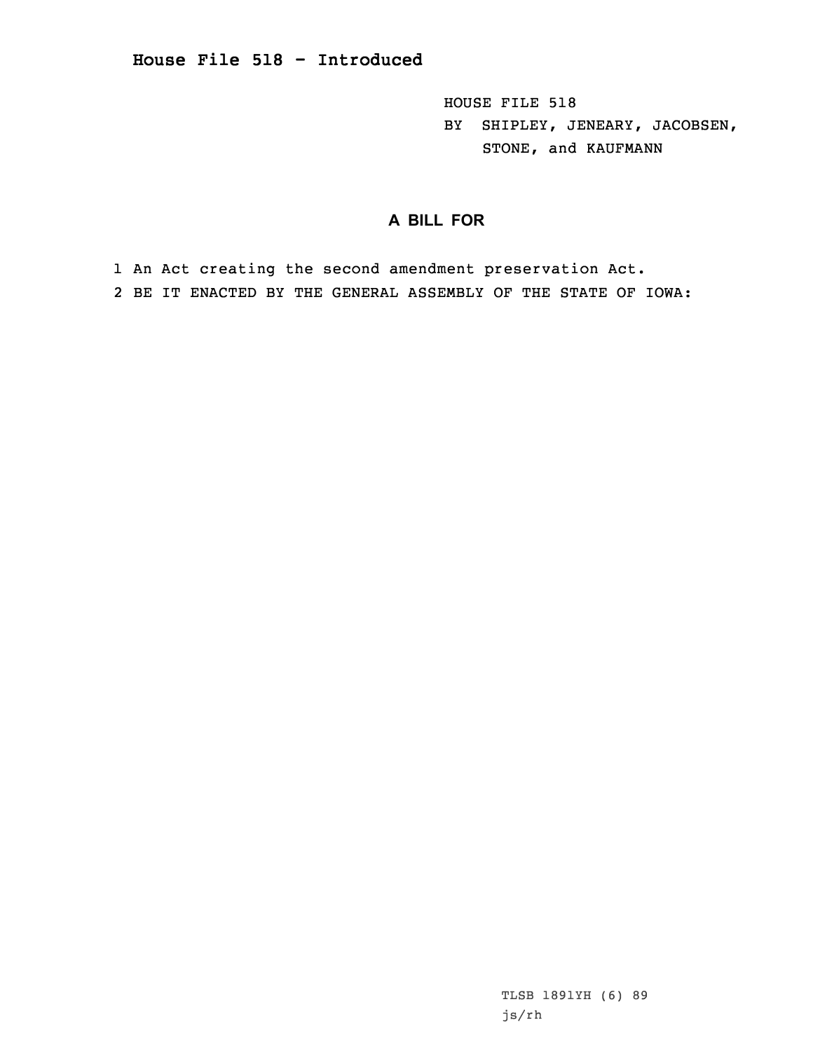# House File 518 - Introduced

HOUSE FILE 518
BY SHIPLEY, JENEARY, JACOBSEN, STONE, and KAUFMANN

## A BILL FOR

1 An Act creating the second amendment preservation Act.
2 BE IT ENACTED BY THE GENERAL ASSEMBLY OF THE STATE OF IOWA:

TLSB 1891YH (6) 89
js/rh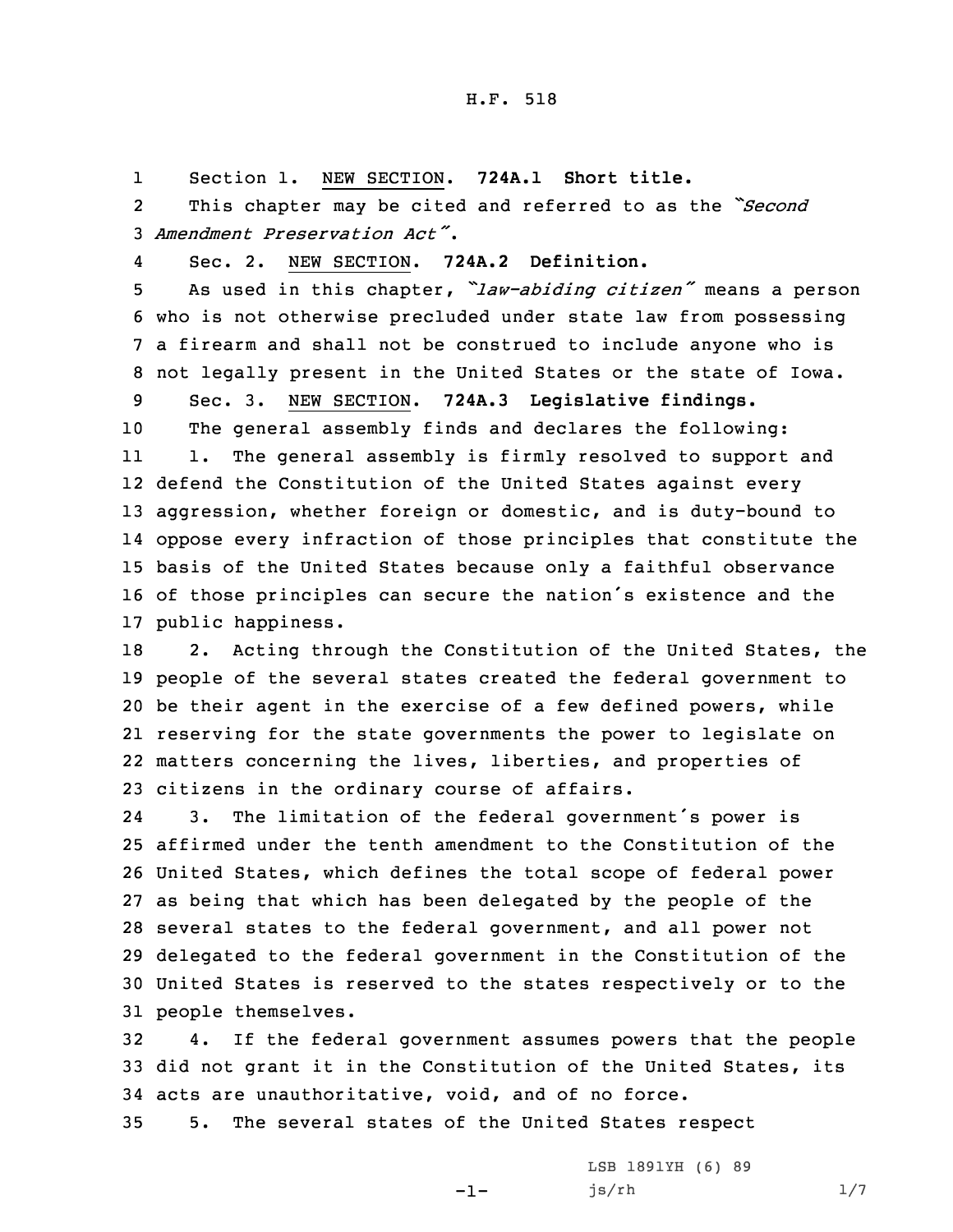Section 1. NEW SECTION. **724A.1 Short title.**

This chapter may be cited and referred to as the *"Second Amendment Preservation Act"*.

Sec. 2. NEW SECTION. **724A.2 Definition.**

As used in this chapter, *"law-abiding citizen"* means a person who is not otherwise precluded under state law from possessing a firearm and shall not be construed to include anyone who is not legally present in the United States or the state of Iowa.

Sec. 3. NEW SECTION. **724A.3 Legislative findings.**

The general assembly finds and declares the following:

1. The general assembly is firmly resolved to support and defend the Constitution of the United States against every aggression, whether foreign or domestic, and is duty-bound to oppose every infraction of those principles that constitute the basis of the United States because only a faithful observance of those principles can secure the nation's existence and the public happiness.

2. Acting through the Constitution of the United States, the people of the several states created the federal government to be their agent in the exercise of a few defined powers, while reserving for the state governments the power to legislate on matters concerning the lives, liberties, and properties of citizens in the ordinary course of affairs.

3. The limitation of the federal government's power is affirmed under the tenth amendment to the Constitution of the United States, which defines the total scope of federal power as being that which has been delegated by the people of the several states to the federal government, and all power not delegated to the federal government in the Constitution of the United States is reserved to the states respectively or to the people themselves.

4. If the federal government assumes powers that the people did not grant it in the Constitution of the United States, its acts are unauthoritative, void, and of no force.

5. The several states of the United States respect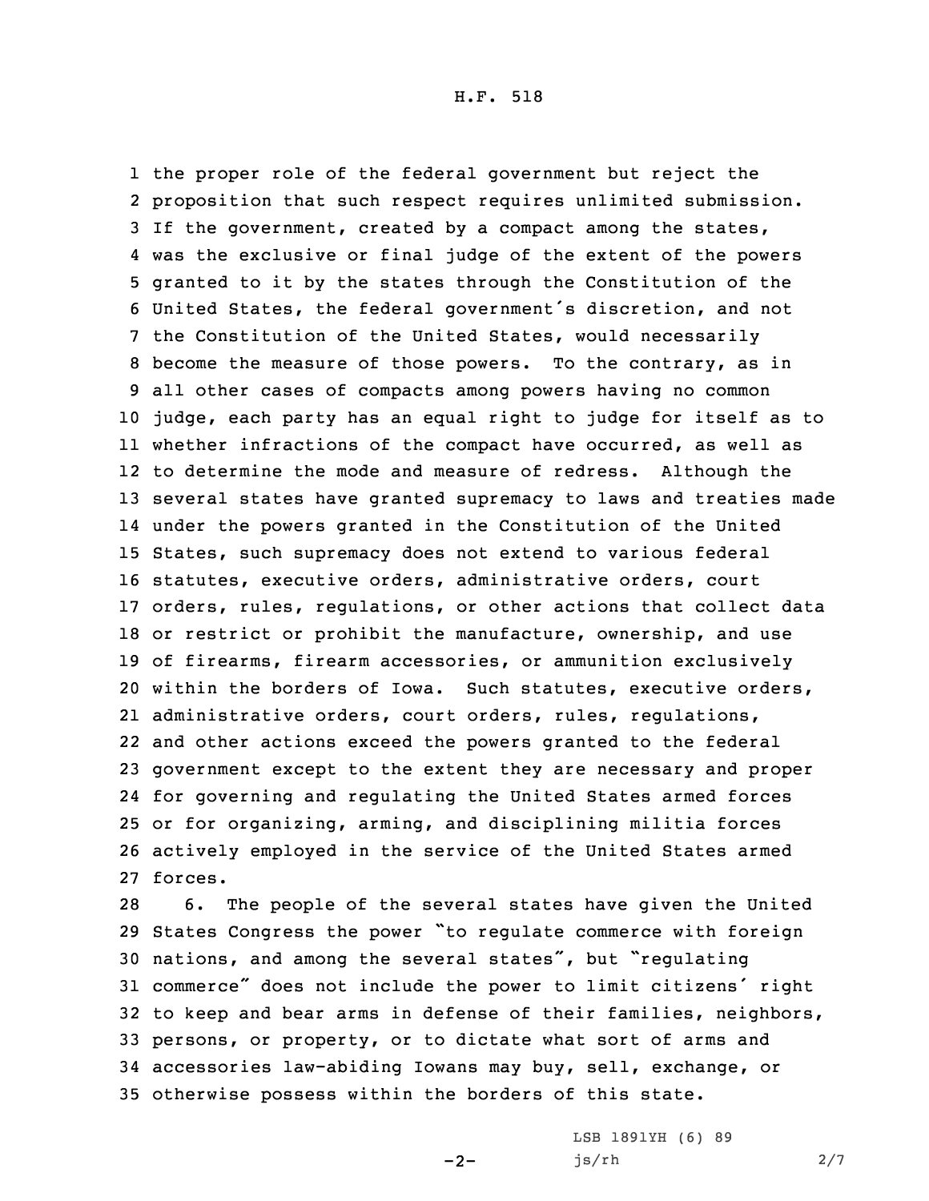the proper role of the federal government but reject the proposition that such respect requires unlimited submission. If the government, created by a compact among the states, was the exclusive or final judge of the extent of the powers granted to it by the states through the Constitution of the United States, the federal government's discretion, and not the Constitution of the United States, would necessarily become the measure of those powers. To the contrary, as in all other cases of compacts among powers having no common judge, each party has an equal right to judge for itself as to whether infractions of the compact have occurred, as well as to determine the mode and measure of redress. Although the several states have granted supremacy to laws and treaties made under the powers granted in the Constitution of the United States, such supremacy does not extend to various federal statutes, executive orders, administrative orders, court orders, rules, regulations, or other actions that collect data or restrict or prohibit the manufacture, ownership, and use of firearms, firearm accessories, or ammunition exclusively within the borders of Iowa. Such statutes, executive orders, administrative orders, court orders, rules, regulations, and other actions exceed the powers granted to the federal government except to the extent they are necessary and proper for governing and regulating the United States armed forces or for organizing, arming, and disciplining militia forces actively employed in the service of the United States armed forces.

6. The people of the several states have given the United States Congress the power "to regulate commerce with foreign nations, and among the several states", but "regulating commerce" does not include the power to limit citizens' right to keep and bear arms in defense of their families, neighbors, persons, or property, or to dictate what sort of arms and accessories law-abiding Iowans may buy, sell, exchange, or otherwise possess within the borders of this state.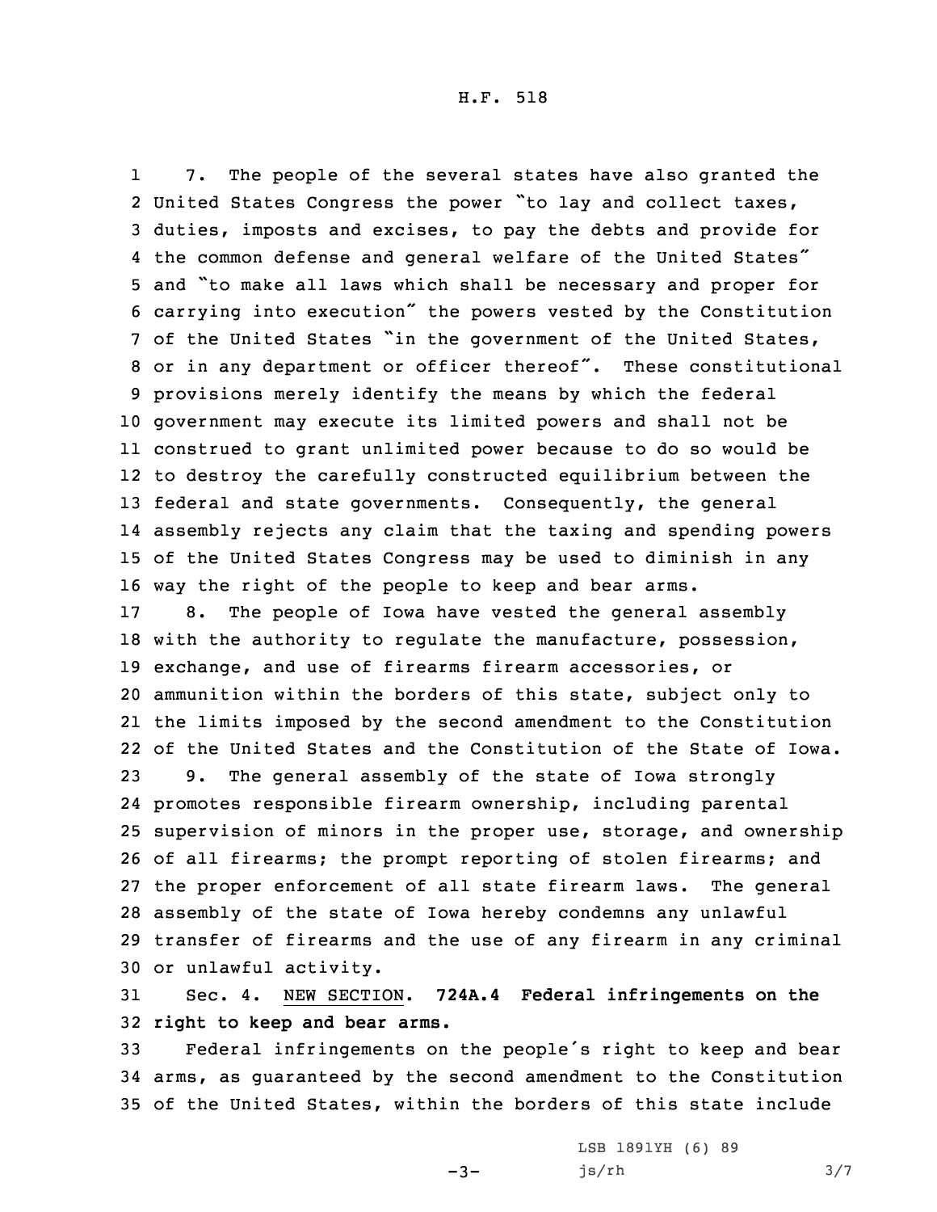7. The people of the several states have also granted the United States Congress the power "to lay and collect taxes, duties, imposts and excises, to pay the debts and provide for the common defense and general welfare of the United States" and "to make all laws which shall be necessary and proper for carrying into execution" the powers vested by the Constitution of the United States "in the government of the United States, or in any department or officer thereof". These constitutional provisions merely identify the means by which the federal government may execute its limited powers and shall not be construed to grant unlimited power because to do so would be to destroy the carefully constructed equilibrium between the federal and state governments. Consequently, the general assembly rejects any claim that the taxing and spending powers of the United States Congress may be used to diminish in any way the right of the people to keep and bear arms.

8. The people of Iowa have vested the general assembly with the authority to regulate the manufacture, possession, exchange, and use of firearms firearm accessories, or ammunition within the borders of this state, subject only to the limits imposed by the second amendment to the Constitution of the United States and the Constitution of the State of Iowa.

9. The general assembly of the state of Iowa strongly promotes responsible firearm ownership, including parental supervision of minors in the proper use, storage, and ownership of all firearms; the prompt reporting of stolen firearms; and the proper enforcement of all state firearm laws. The general assembly of the state of Iowa hereby condemns any unlawful transfer of firearms and the use of any firearm in any criminal or unlawful activity.

Sec. 4. NEW SECTION. **724A.4 Federal infringements on the right to keep and bear arms.**

Federal infringements on the people's right to keep and bear arms, as guaranteed by the second amendment to the Constitution of the United States, within the borders of this state include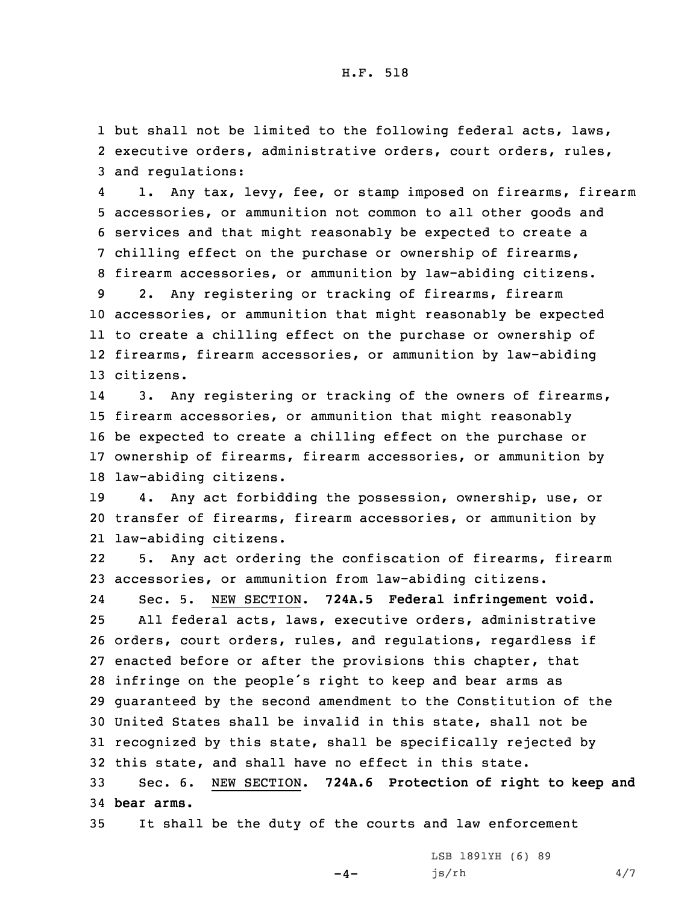but shall not be limited to the following federal acts, laws, executive orders, administrative orders, court orders, rules, and regulations:

1. Any tax, levy, fee, or stamp imposed on firearms, firearm accessories, or ammunition not common to all other goods and services and that might reasonably be expected to create a chilling effect on the purchase or ownership of firearms, firearm accessories, or ammunition by law-abiding citizens.

2. Any registering or tracking of firearms, firearm accessories, or ammunition that might reasonably be expected to create a chilling effect on the purchase or ownership of firearms, firearm accessories, or ammunition by law-abiding citizens.

3. Any registering or tracking of the owners of firearms, firearm accessories, or ammunition that might reasonably be expected to create a chilling effect on the purchase or ownership of firearms, firearm accessories, or ammunition by law-abiding citizens.

4. Any act forbidding the possession, ownership, use, or transfer of firearms, firearm accessories, or ammunition by law-abiding citizens.

5. Any act ordering the confiscation of firearms, firearm accessories, or ammunition from law-abiding citizens.

Sec. 5. NEW SECTION. **724A.5 Federal infringement void.**

All federal acts, laws, executive orders, administrative orders, court orders, rules, and regulations, regardless if enacted before or after the provisions this chapter, that infringe on the people's right to keep and bear arms as guaranteed by the second amendment to the Constitution of the United States shall be invalid in this state, shall not be recognized by this state, shall be specifically rejected by this state, and shall have no effect in this state.

Sec. 6. NEW SECTION. **724A.6 Protection of right to keep and bear arms.**

It shall be the duty of the courts and law enforcement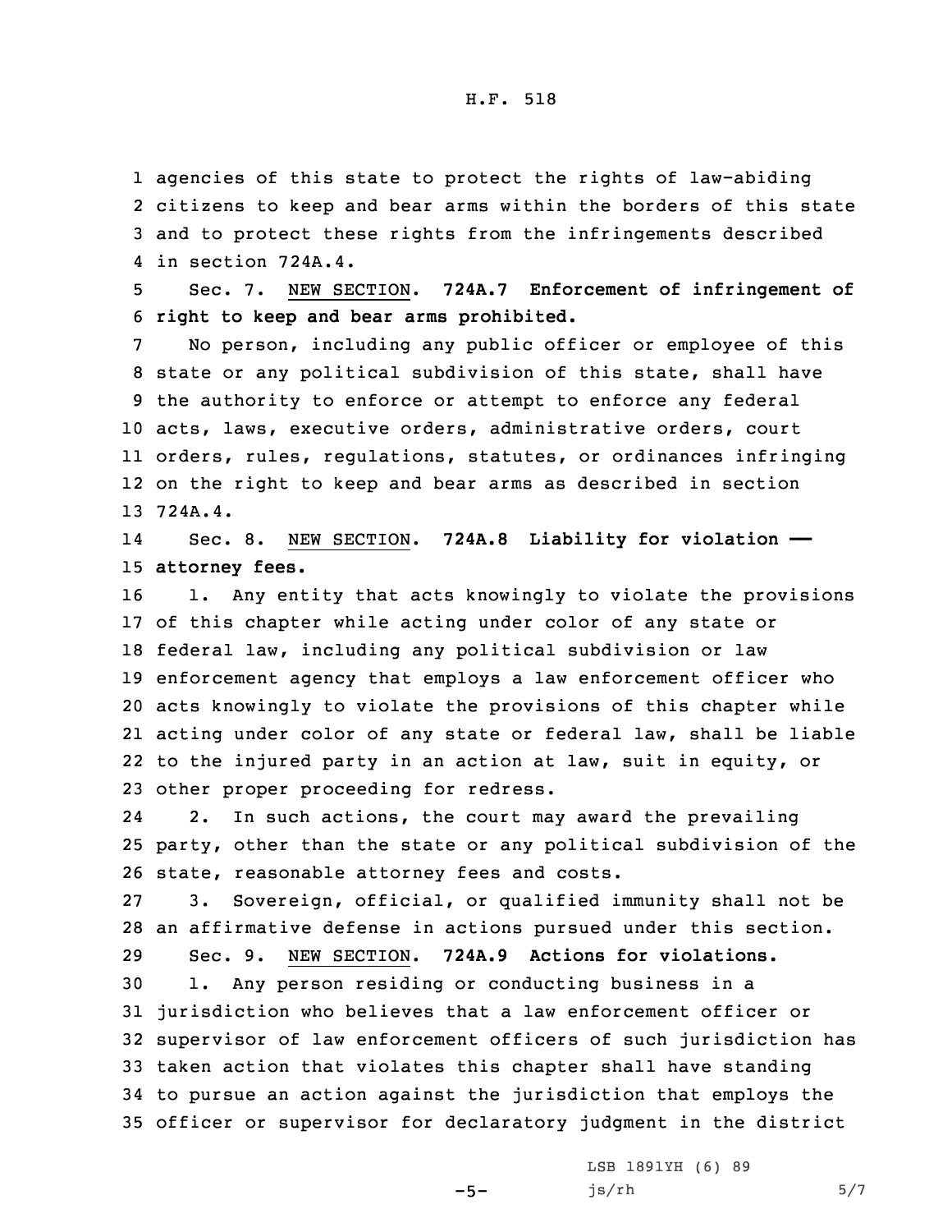agencies of this state to protect the rights of law-abiding citizens to keep and bear arms within the borders of this state and to protect these rights from the infringements described in section 724A.4.

Sec. 7. NEW SECTION. **724A.7 Enforcement of infringement of right to keep and bear arms prohibited.**

No person, including any public officer or employee of this state or any political subdivision of this state, shall have the authority to enforce or attempt to enforce any federal acts, laws, executive orders, administrative orders, court orders, rules, regulations, statutes, or ordinances infringing on the right to keep and bear arms as described in section 724A.4.

Sec. 8. NEW SECTION. **724A.8 Liability for violation —— attorney fees.**

1. Any entity that acts knowingly to violate the provisions of this chapter while acting under color of any state or federal law, including any political subdivision or law enforcement agency that employs a law enforcement officer who acts knowingly to violate the provisions of this chapter while acting under color of any state or federal law, shall be liable to the injured party in an action at law, suit in equity, or other proper proceeding for redress.

2. In such actions, the court may award the prevailing party, other than the state or any political subdivision of the state, reasonable attorney fees and costs.

3. Sovereign, official, or qualified immunity shall not be an affirmative defense in actions pursued under this section.

Sec. 9. NEW SECTION. **724A.9 Actions for violations.**

1. Any person residing or conducting business in a jurisdiction who believes that a law enforcement officer or supervisor of law enforcement officers of such jurisdiction has taken action that violates this chapter shall have standing to pursue an action against the jurisdiction that employs the officer or supervisor for declaratory judgment in the district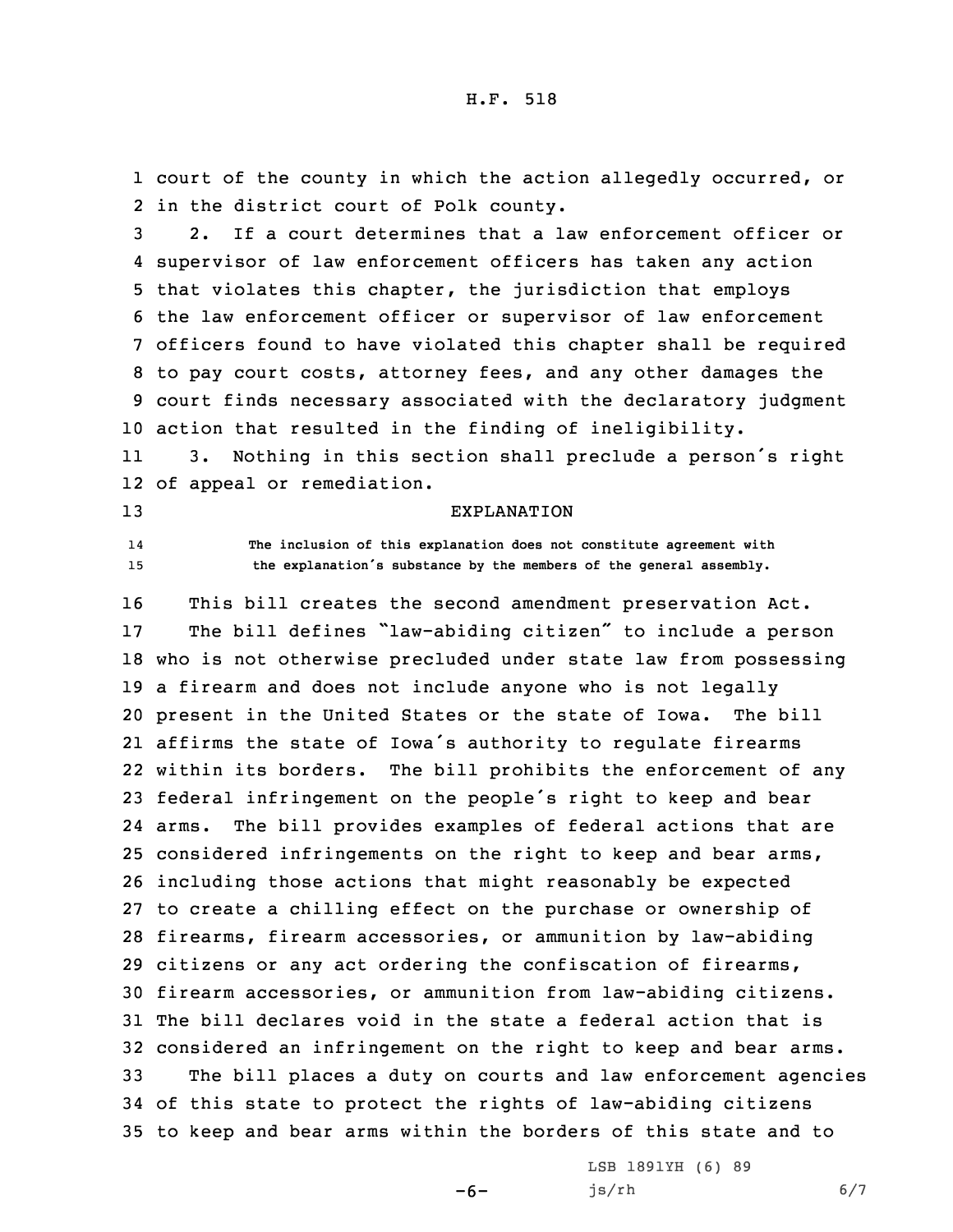court of the county in which the action allegedly occurred, or in the district court of Polk county.

2. If a court determines that a law enforcement officer or supervisor of law enforcement officers has taken any action that violates this chapter, the jurisdiction that employs the law enforcement officer or supervisor of law enforcement officers found to have violated this chapter shall be required to pay court costs, attorney fees, and any other damages the court finds necessary associated with the declaratory judgment action that resulted in the finding of ineligibility.

3. Nothing in this section shall preclude a person's right of appeal or remediation.

EXPLANATION

The inclusion of this explanation does not constitute agreement with the explanation's substance by the members of the general assembly.

This bill creates the second amendment preservation Act.

The bill defines "law-abiding citizen" to include a person who is not otherwise precluded under state law from possessing a firearm and does not include anyone who is not legally present in the United States or the state of Iowa. The bill affirms the state of Iowa's authority to regulate firearms within its borders. The bill prohibits the enforcement of any federal infringement on the people's right to keep and bear arms. The bill provides examples of federal actions that are considered infringements on the right to keep and bear arms, including those actions that might reasonably be expected to create a chilling effect on the purchase or ownership of firearms, firearm accessories, or ammunition by law-abiding citizens or any act ordering the confiscation of firearms, firearm accessories, or ammunition from law-abiding citizens. The bill declares void in the state a federal action that is considered an infringement on the right to keep and bear arms.

The bill places a duty on courts and law enforcement agencies of this state to protect the rights of law-abiding citizens to keep and bear arms within the borders of this state and to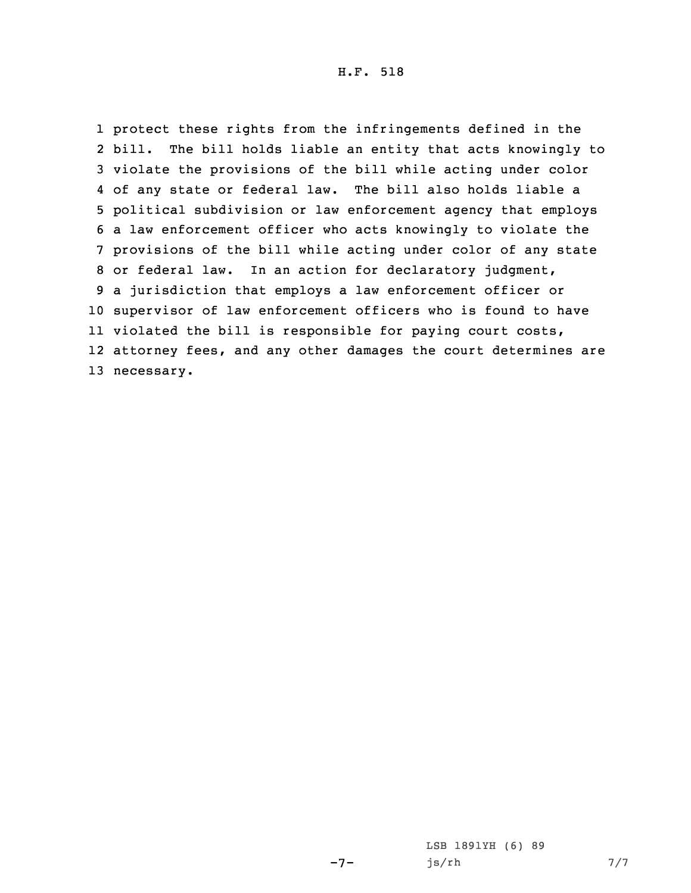protect these rights from the infringements defined in the bill. The bill holds liable an entity that acts knowingly to violate the provisions of the bill while acting under color of any state or federal law. The bill also holds liable a political subdivision or law enforcement agency that employs a law enforcement officer who acts knowingly to violate the provisions of the bill while acting under color of any state or federal law. In an action for declaratory judgment, a jurisdiction that employs a law enforcement officer or supervisor of law enforcement officers who is found to have violated the bill is responsible for paying court costs, attorney fees, and any other damages the court determines are necessary.